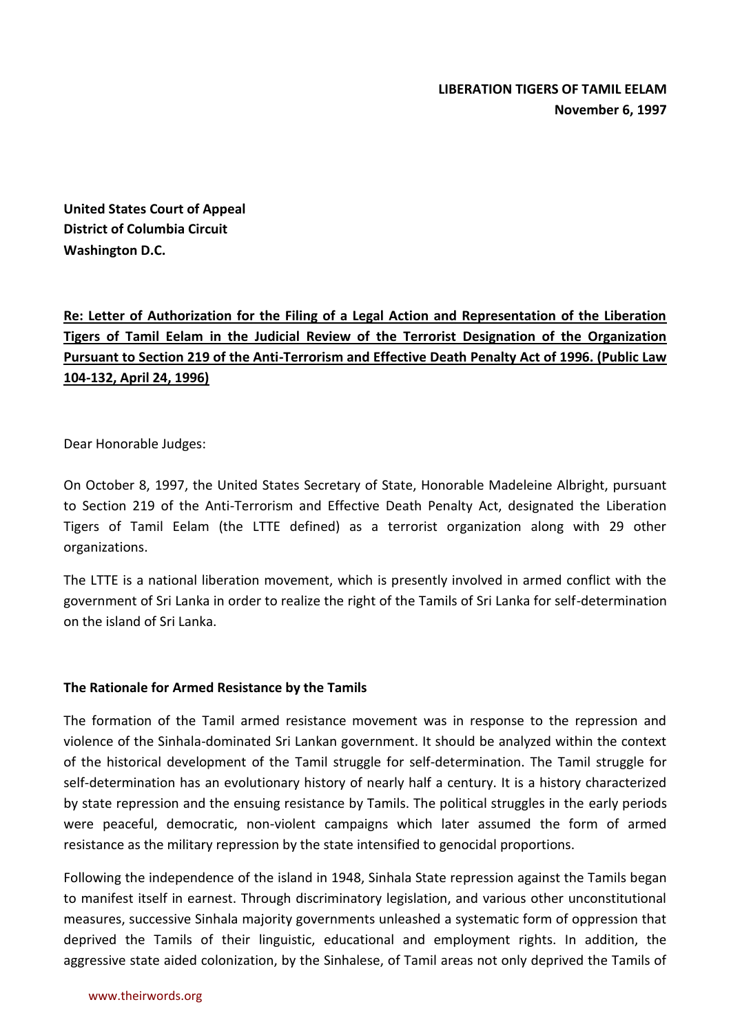**LIBERATION TIGERS OF TAMIL EELAM**
**November 6, 1997**

**United States Court of Appeal**
**District of Columbia Circuit**
**Washington D.C.**

**Re: Letter of Authorization for the Filing of a Legal Action and Representation of the Liberation Tigers of Tamil Eelam in the Judicial Review of the Terrorist Designation of the Organization Pursuant to Section 219 of the Anti-Terrorism and Effective Death Penalty Act of 1996. (Public Law 104-132, April 24, 1996)**

Dear Honorable Judges:

On October 8, 1997, the United States Secretary of State, Honorable Madeleine Albright, pursuant to Section 219 of the Anti-Terrorism and Effective Death Penalty Act, designated the Liberation Tigers of Tamil Eelam (the LTTE defined) as a terrorist organization along with 29 other organizations.

The LTTE is a national liberation movement, which is presently involved in armed conflict with the government of Sri Lanka in order to realize the right of the Tamils of Sri Lanka for self-determination on the island of Sri Lanka.

### The Rationale for Armed Resistance by the Tamils

The formation of the Tamil armed resistance movement was in response to the repression and violence of the Sinhala-dominated Sri Lankan government. It should be analyzed within the context of the historical development of the Tamil struggle for self-determination. The Tamil struggle for self-determination has an evolutionary history of nearly half a century. It is a history characterized by state repression and the ensuing resistance by Tamils. The political struggles in the early periods were peaceful, democratic, non-violent campaigns which later assumed the form of armed resistance as the military repression by the state intensified to genocidal proportions.

Following the independence of the island in 1948, Sinhala State repression against the Tamils began to manifest itself in earnest. Through discriminatory legislation, and various other unconstitutional measures, successive Sinhala majority governments unleashed a systematic form of oppression that deprived the Tamils of their linguistic, educational and employment rights. In addition, the aggressive state aided colonization, by the Sinhalese, of Tamil areas not only deprived the Tamils of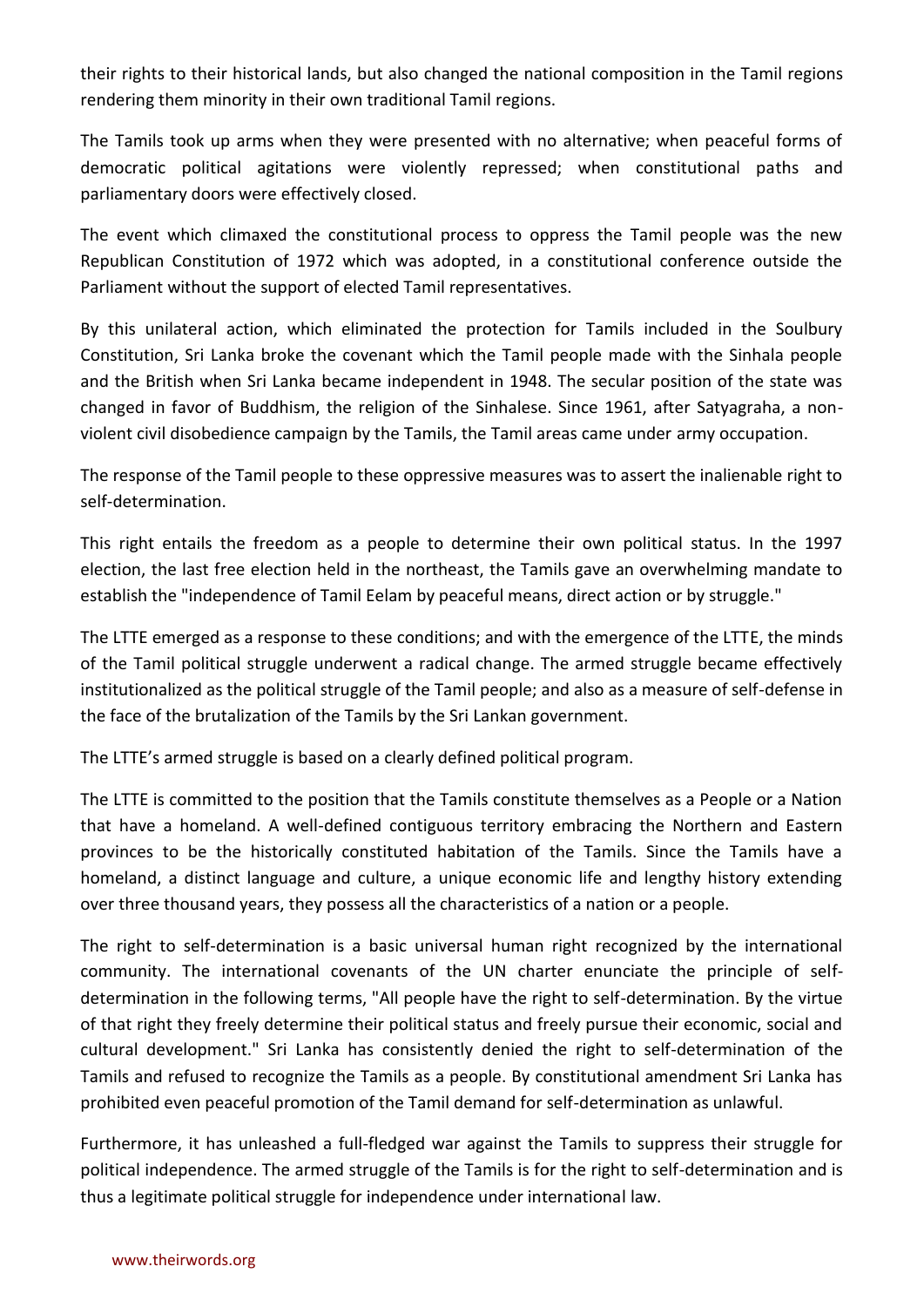their rights to their historical lands, but also changed the national composition in the Tamil regions rendering them minority in their own traditional Tamil regions.

The Tamils took up arms when they were presented with no alternative; when peaceful forms of democratic political agitations were violently repressed; when constitutional paths and parliamentary doors were effectively closed.

The event which climaxed the constitutional process to oppress the Tamil people was the new Republican Constitution of 1972 which was adopted, in a constitutional conference outside the Parliament without the support of elected Tamil representatives.

By this unilateral action, which eliminated the protection for Tamils included in the Soulbury Constitution, Sri Lanka broke the covenant which the Tamil people made with the Sinhala people and the British when Sri Lanka became independent in 1948. The secular position of the state was changed in favor of Buddhism, the religion of the Sinhalese. Since 1961, after Satyagraha, a non-violent civil disobedience campaign by the Tamils, the Tamil areas came under army occupation.

The response of the Tamil people to these oppressive measures was to assert the inalienable right to self-determination.

This right entails the freedom as a people to determine their own political status. In the 1997 election, the last free election held in the northeast, the Tamils gave an overwhelming mandate to establish the "independence of Tamil Eelam by peaceful means, direct action or by struggle."

The LTTE emerged as a response to these conditions; and with the emergence of the LTTE, the minds of the Tamil political struggle underwent a radical change. The armed struggle became effectively institutionalized as the political struggle of the Tamil people; and also as a measure of self-defense in the face of the brutalization of the Tamils by the Sri Lankan government.

The LTTE's armed struggle is based on a clearly defined political program.

The LTTE is committed to the position that the Tamils constitute themselves as a People or a Nation that have a homeland. A well-defined contiguous territory embracing the Northern and Eastern provinces to be the historically constituted habitation of the Tamils. Since the Tamils have a homeland, a distinct language and culture, a unique economic life and lengthy history extending over three thousand years, they possess all the characteristics of a nation or a people.

The right to self-determination is a basic universal human right recognized by the international community. The international covenants of the UN charter enunciate the principle of self-determination in the following terms, "All people have the right to self-determination. By the virtue of that right they freely determine their political status and freely pursue their economic, social and cultural development." Sri Lanka has consistently denied the right to self-determination of the Tamils and refused to recognize the Tamils as a people. By constitutional amendment Sri Lanka has prohibited even peaceful promotion of the Tamil demand for self-determination as unlawful.

Furthermore, it has unleashed a full-fledged war against the Tamils to suppress their struggle for political independence. The armed struggle of the Tamils is for the right to self-determination and is thus a legitimate political struggle for independence under international law.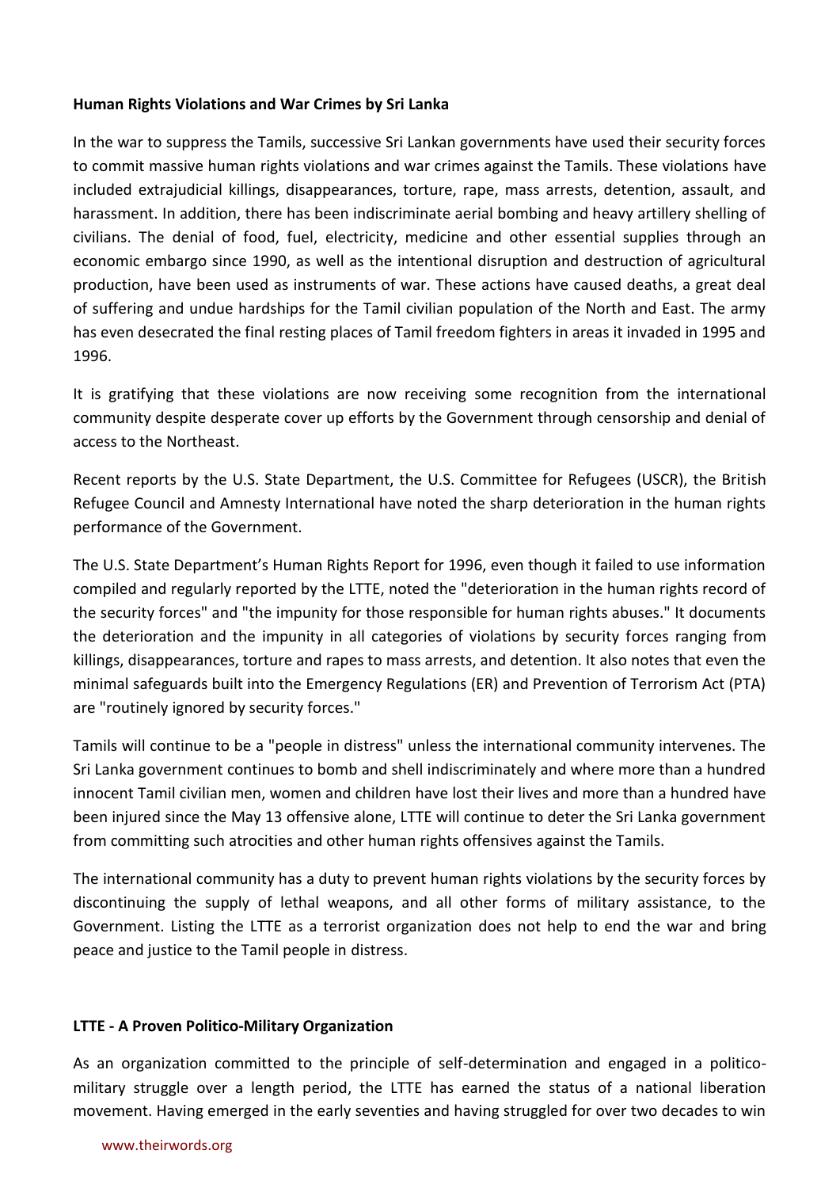**Human Rights Violations and War Crimes by Sri Lanka**

In the war to suppress the Tamils, successive Sri Lankan governments have used their security forces to commit massive human rights violations and war crimes against the Tamils. These violations have included extrajudicial killings, disappearances, torture, rape, mass arrests, detention, assault, and harassment. In addition, there has been indiscriminate aerial bombing and heavy artillery shelling of civilians. The denial of food, fuel, electricity, medicine and other essential supplies through an economic embargo since 1990, as well as the intentional disruption and destruction of agricultural production, have been used as instruments of war. These actions have caused deaths, a great deal of suffering and undue hardships for the Tamil civilian population of the North and East. The army has even desecrated the final resting places of Tamil freedom fighters in areas it invaded in 1995 and 1996.

It is gratifying that these violations are now receiving some recognition from the international community despite desperate cover up efforts by the Government through censorship and denial of access to the Northeast.

Recent reports by the U.S. State Department, the U.S. Committee for Refugees (USCR), the British Refugee Council and Amnesty International have noted the sharp deterioration in the human rights performance of the Government.

The U.S. State Department's Human Rights Report for 1996, even though it failed to use information compiled and regularly reported by the LTTE, noted the "deterioration in the human rights record of the security forces" and "the impunity for those responsible for human rights abuses." It documents the deterioration and the impunity in all categories of violations by security forces ranging from killings, disappearances, torture and rapes to mass arrests, and detention. It also notes that even the minimal safeguards built into the Emergency Regulations (ER) and Prevention of Terrorism Act (PTA) are "routinely ignored by security forces."

Tamils will continue to be a "people in distress" unless the international community intervenes. The Sri Lanka government continues to bomb and shell indiscriminately and where more than a hundred innocent Tamil civilian men, women and children have lost their lives and more than a hundred have been injured since the May 13 offensive alone, LTTE will continue to deter the Sri Lanka government from committing such atrocities and other human rights offensives against the Tamils.

The international community has a duty to prevent human rights violations by the security forces by discontinuing the supply of lethal weapons, and all other forms of military assistance, to the Government. Listing the LTTE as a terrorist organization does not help to end the war and bring peace and justice to the Tamil people in distress.

**LTTE - A Proven Politico-Military Organization**

As an organization committed to the principle of self-determination and engaged in a politico-military struggle over a length period, the LTTE has earned the status of a national liberation movement. Having emerged in the early seventies and having struggled for over two decades to win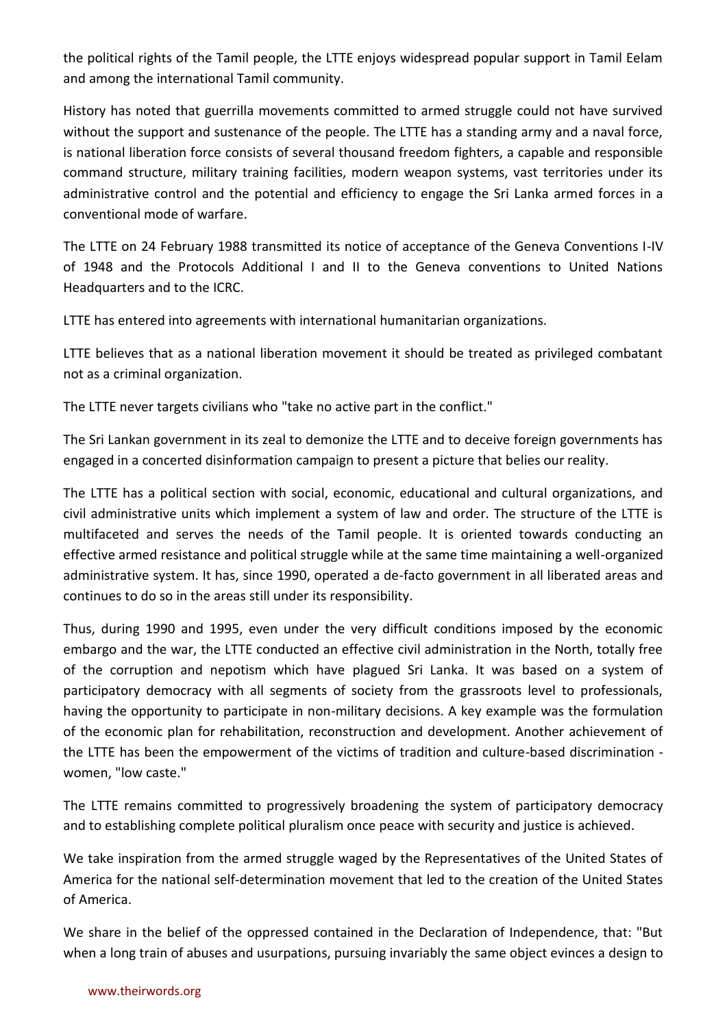the political rights of the Tamil people, the LTTE enjoys widespread popular support in Tamil Eelam and among the international Tamil community.

History has noted that guerrilla movements committed to armed struggle could not have survived without the support and sustenance of the people. The LTTE has a standing army and a naval force, is national liberation force consists of several thousand freedom fighters, a capable and responsible command structure, military training facilities, modern weapon systems, vast territories under its administrative control and the potential and efficiency to engage the Sri Lanka armed forces in a conventional mode of warfare.

The LTTE on 24 February 1988 transmitted its notice of acceptance of the Geneva Conventions I-IV of 1948 and the Protocols Additional I and II to the Geneva conventions to United Nations Headquarters and to the ICRC.

LTTE has entered into agreements with international humanitarian organizations.

LTTE believes that as a national liberation movement it should be treated as privileged combatant not as a criminal organization.

The LTTE never targets civilians who "take no active part in the conflict."

The Sri Lankan government in its zeal to demonize the LTTE and to deceive foreign governments has engaged in a concerted disinformation campaign to present a picture that belies our reality.

The LTTE has a political section with social, economic, educational and cultural organizations, and civil administrative units which implement a system of law and order. The structure of the LTTE is multifaceted and serves the needs of the Tamil people. It is oriented towards conducting an effective armed resistance and political struggle while at the same time maintaining a well-organized administrative system. It has, since 1990, operated a de-facto government in all liberated areas and continues to do so in the areas still under its responsibility.

Thus, during 1990 and 1995, even under the very difficult conditions imposed by the economic embargo and the war, the LTTE conducted an effective civil administration in the North, totally free of the corruption and nepotism which have plagued Sri Lanka. It was based on a system of participatory democracy with all segments of society from the grassroots level to professionals, having the opportunity to participate in non-military decisions. A key example was the formulation of the economic plan for rehabilitation, reconstruction and development. Another achievement of the LTTE has been the empowerment of the victims of tradition and culture-based discrimination - women, "low caste."

The LTTE remains committed to progressively broadening the system of participatory democracy and to establishing complete political pluralism once peace with security and justice is achieved.

We take inspiration from the armed struggle waged by the Representatives of the United States of America for the national self-determination movement that led to the creation of the United States of America.

We share in the belief of the oppressed contained in the Declaration of Independence, that: "But when a long train of abuses and usurpations, pursuing invariably the same object evinces a design to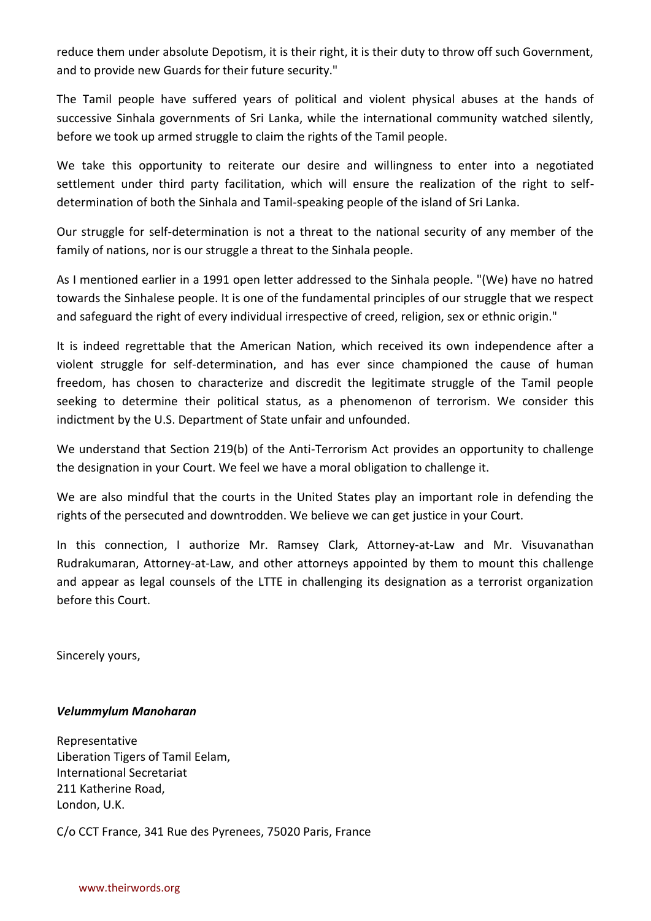reduce them under absolute Depotism, it is their right, it is their duty to throw off such Government, and to provide new Guards for their future security."

The Tamil people have suffered years of political and violent physical abuses at the hands of successive Sinhala governments of Sri Lanka, while the international community watched silently, before we took up armed struggle to claim the rights of the Tamil people.

We take this opportunity to reiterate our desire and willingness to enter into a negotiated settlement under third party facilitation, which will ensure the realization of the right to self-determination of both the Sinhala and Tamil-speaking people of the island of Sri Lanka.

Our struggle for self-determination is not a threat to the national security of any member of the family of nations, nor is our struggle a threat to the Sinhala people.

As I mentioned earlier in a 1991 open letter addressed to the Sinhala people. "(We) have no hatred towards the Sinhalese people. It is one of the fundamental principles of our struggle that we respect and safeguard the right of every individual irrespective of creed, religion, sex or ethnic origin."

It is indeed regrettable that the American Nation, which received its own independence after a violent struggle for self-determination, and has ever since championed the cause of human freedom, has chosen to characterize and discredit the legitimate struggle of the Tamil people seeking to determine their political status, as a phenomenon of terrorism. We consider this indictment by the U.S. Department of State unfair and unfounded.

We understand that Section 219(b) of the Anti-Terrorism Act provides an opportunity to challenge the designation in your Court. We feel we have a moral obligation to challenge it.

We are also mindful that the courts in the United States play an important role in defending the rights of the persecuted and downtrodden. We believe we can get justice in your Court.

In this connection, I authorize Mr. Ramsey Clark, Attorney-at-Law and Mr. Visuvanathan Rudrakumaran, Attorney-at-Law, and other attorneys appointed by them to mount this challenge and appear as legal counsels of the LTTE in challenging its designation as a terrorist organization before this Court.

Sincerely yours,

***Velummylum Manoharan***

Representative
Liberation Tigers of Tamil Eelam,
International Secretariat
211 Katherine Road,
London, U.K.

C/o CCT France, 341 Rue des Pyrenees, 75020 Paris, France